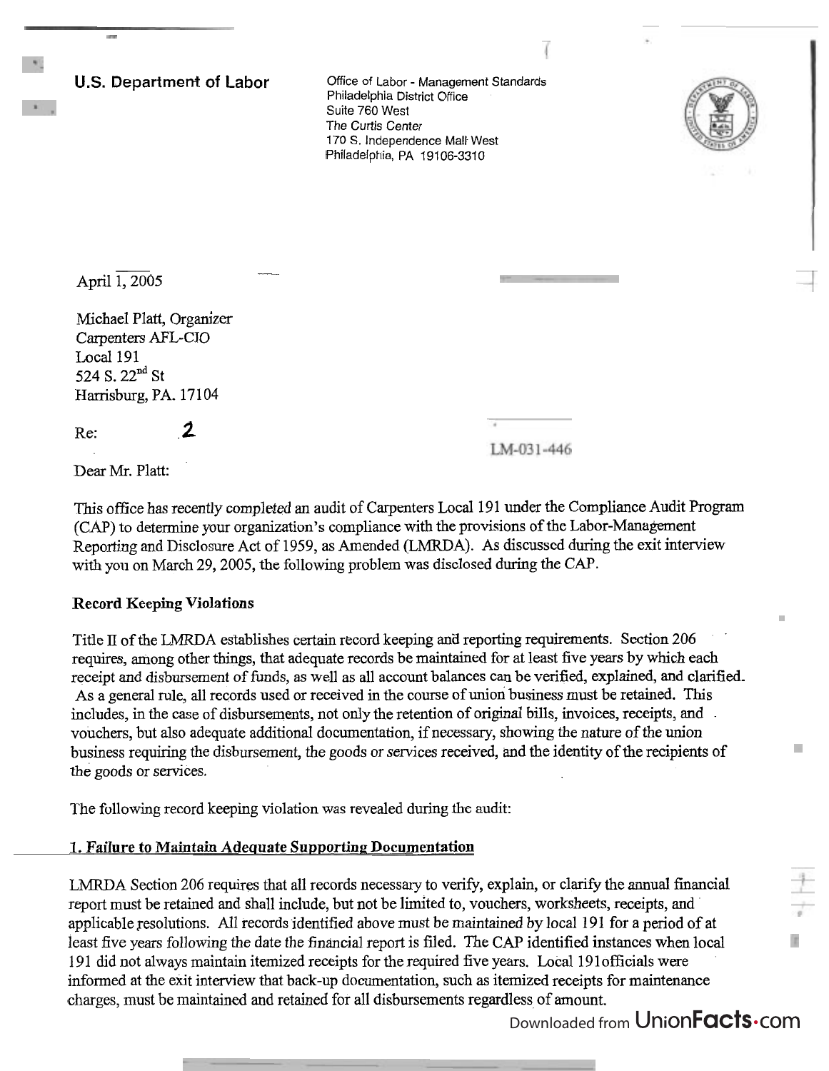**U.S. Department of Labor**

Office of Labor - Management Standards
Philadelphia District Office
Suite 760 West
The Curtis Center
170 S. Independence Mall West
Philadelphia, PA 19106-3310

April 1, 2005

Michael Platt, Organizer
Carpenters AFL-CIO
Local 191
524 S. 22nd St
Harrisburg, PA. 17104

Re: 2

LM-031-446

Dear Mr. Platt:

This office has recently completed an audit of Carpenters Local 191 under the Compliance Audit Program (CAP) to determine your organization's compliance with the provisions of the Labor-Management Reporting and Disclosure Act of 1959, as Amended (LMRDA). As discussed during the exit interview with you on March 29, 2005, the following problem was disclosed during the CAP.

**Record Keeping Violations**

Title II of the LMRDA establishes certain record keeping and reporting requirements. Section 206 requires, among other things, that adequate records be maintained for at least five years by which each receipt and disbursement of funds, as well as all account balances can be verified, explained, and clarified. As a general rule, all records used or received in the course of union business must be retained. This includes, in the case of disbursements, not only the retention of original bills, invoices, receipts, and vouchers, but also adequate additional documentation, if necessary, showing the nature of the union business requiring the disbursement, the goods or services received, and the identity of the recipients of the goods or services.

The following record keeping violation was revealed during the audit:

**1. Failure to Maintain Adequate Supporting Documentation**

LMRDA Section 206 requires that all records necessary to verify, explain, or clarify the annual financial report must be retained and shall include, but not be limited to, vouchers, worksheets, receipts, and applicable resolutions. All records identified above must be maintained by local 191 for a period of at least five years following the date the financial report is filed. The CAP identified instances when local 191 did not always maintain itemized receipts for the required five years. Local 191officials were informed at the exit interview that back-up documentation, such as itemized receipts for maintenance charges, must be maintained and retained for all disbursements regardless of amount.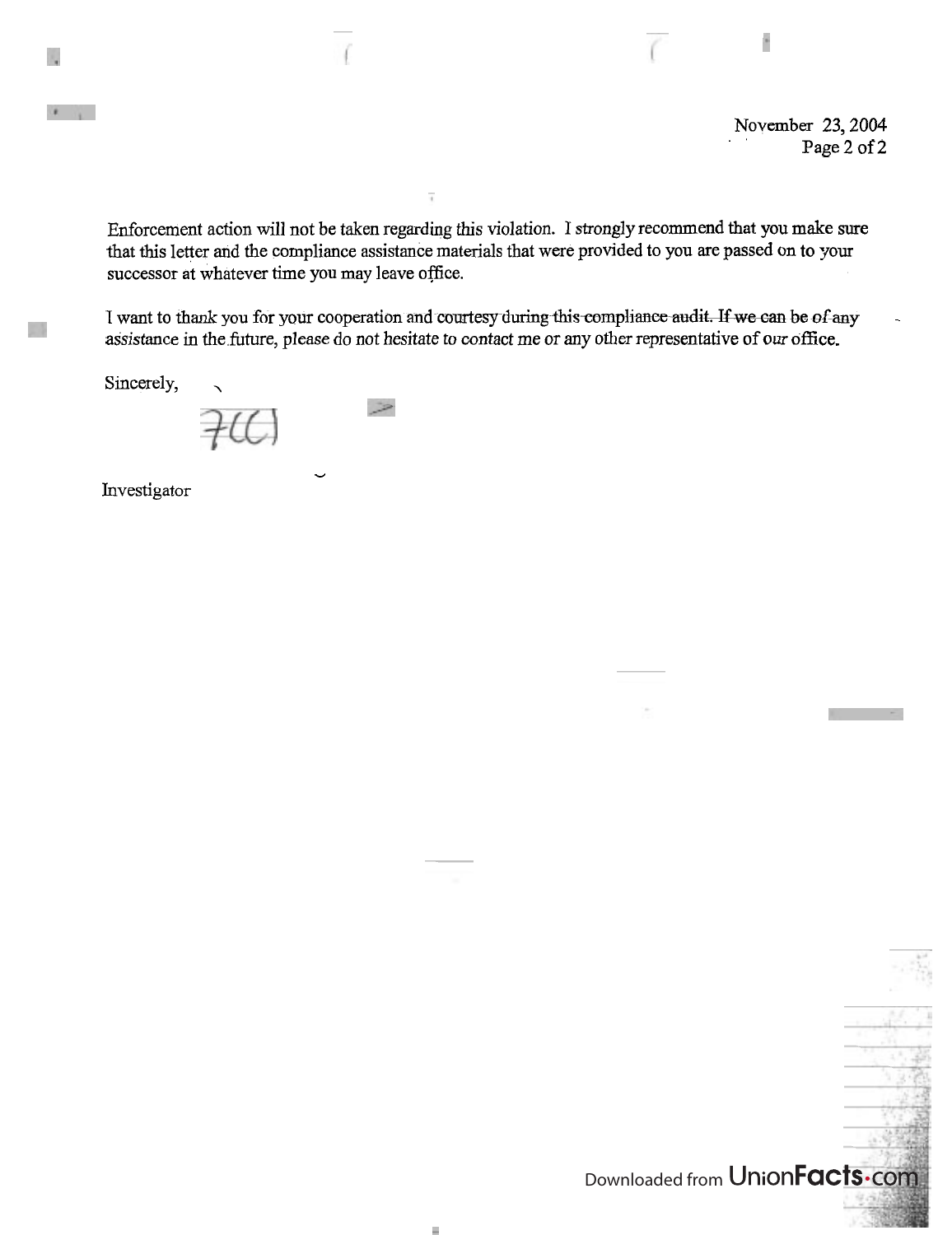Enforcement action will not be taken regarding this violation. I strongly recommend that you make sure that this letter and the compliance assistance materials that were provided to you are passed on to your successor at whatever time you may leave office.

I want to thank you for your cooperation and courtesy during this compliance audit. If we can be of any assistance in the future, please do not hesitate to contact me or any other representative of our office.

Sincerely,

7(C)

Investigator